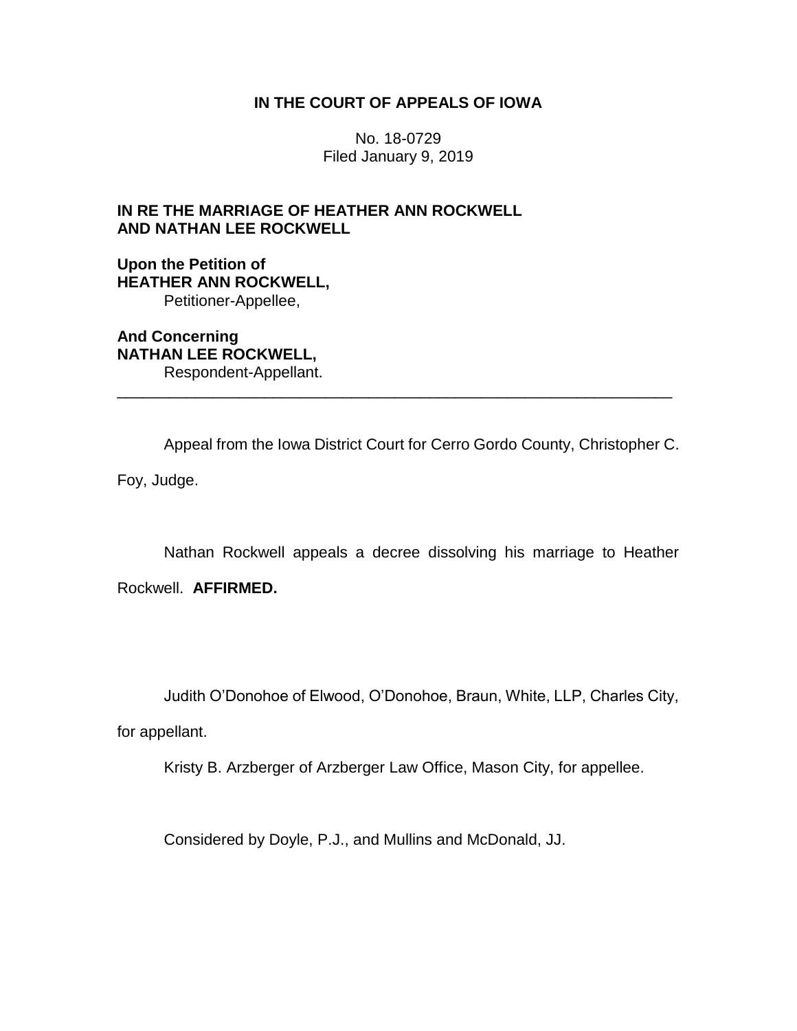**IN THE COURT OF APPEALS OF IOWA**

No. 18-0729
Filed January 9, 2019

**IN RE THE MARRIAGE OF HEATHER ANN ROCKWELL AND NATHAN LEE ROCKWELL**

**Upon the Petition of**
**HEATHER ANN ROCKWELL,**
Petitioner-Appellee,

**And Concerning**
**NATHAN LEE ROCKWELL,**
Respondent-Appellant.

---

Appeal from the Iowa District Court for Cerro Gordo County, Christopher C. Foy, Judge.

Nathan Rockwell appeals a decree dissolving his marriage to Heather Rockwell. **AFFIRMED.**

Judith O'Donohoe of Elwood, O'Donohoe, Braun, White, LLP, Charles City, for appellant.

Kristy B. Arzberger of Arzberger Law Office, Mason City, for appellee.

Considered by Doyle, P.J., and Mullins and McDonald, JJ.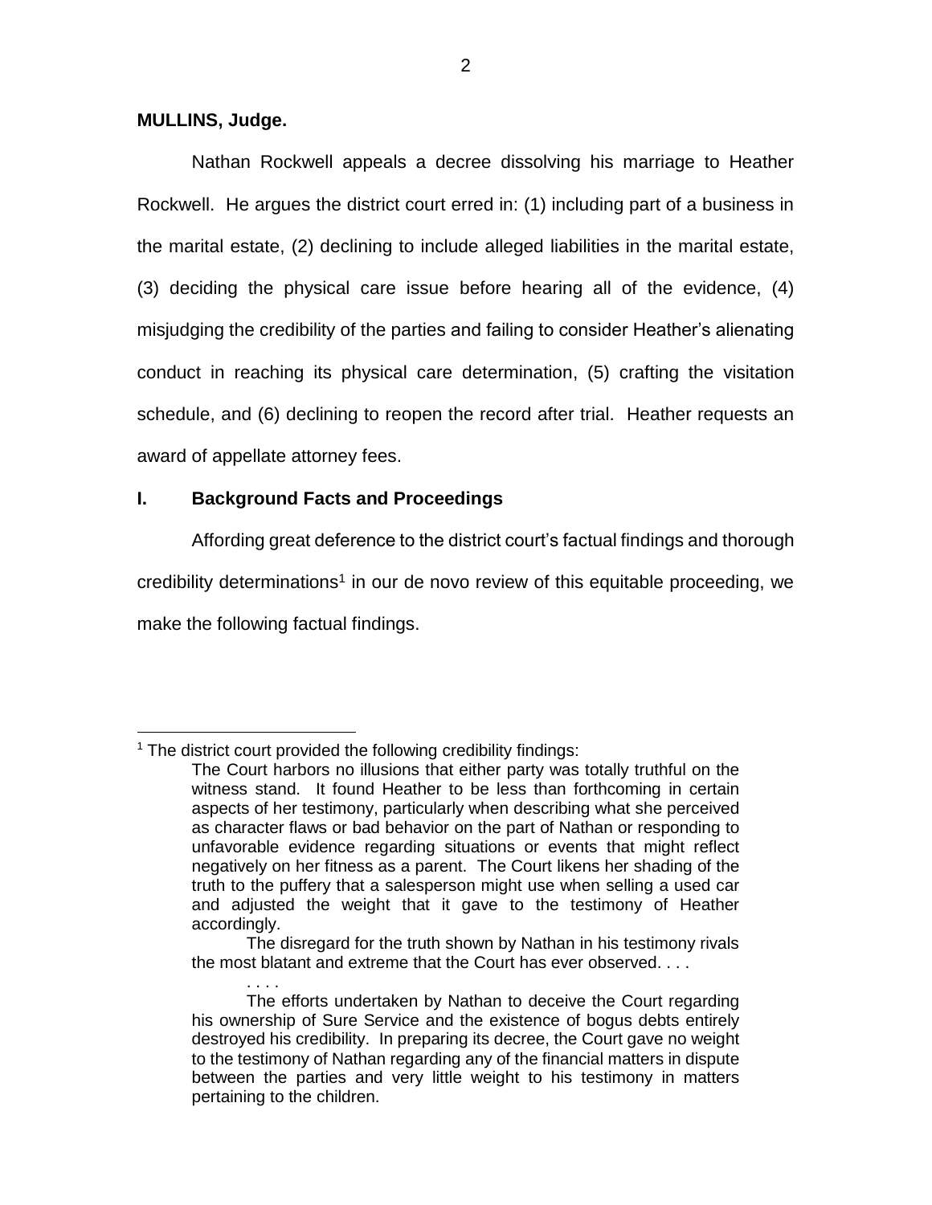**MULLINS, Judge.**

Nathan Rockwell appeals a decree dissolving his marriage to Heather Rockwell. He argues the district court erred in: (1) including part of a business in the marital estate, (2) declining to include alleged liabilities in the marital estate, (3) deciding the physical care issue before hearing all of the evidence, (4) misjudging the credibility of the parties and failing to consider Heather's alienating conduct in reaching its physical care determination, (5) crafting the visitation schedule, and (6) declining to reopen the record after trial. Heather requests an award of appellate attorney fees.

## I. Background Facts and Proceedings

Affording great deference to the district court's factual findings and thorough credibility determinations[1] in our de novo review of this equitable proceeding, we make the following factual findings.

---

[1] The district court provided the following credibility findings:

> The Court harbors no illusions that either party was totally truthful on the witness stand. It found Heather to be less than forthcoming in certain aspects of her testimony, particularly when describing what she perceived as character flaws or bad behavior on the part of Nathan or responding to unfavorable evidence regarding situations or events that might reflect negatively on her fitness as a parent. The Court likens her shading of the truth to the puffery that a salesperson might use when selling a used car and adjusted the weight that it gave to the testimony of Heather accordingly.
>
> The disregard for the truth shown by Nathan in his testimony rivals the most blatant and extreme that the Court has ever observed. . . .
>
> . . . .
>
> The efforts undertaken by Nathan to deceive the Court regarding his ownership of Sure Service and the existence of bogus debts entirely destroyed his credibility. In preparing its decree, the Court gave no weight to the testimony of Nathan regarding any of the financial matters in dispute between the parties and very little weight to his testimony in matters pertaining to the children.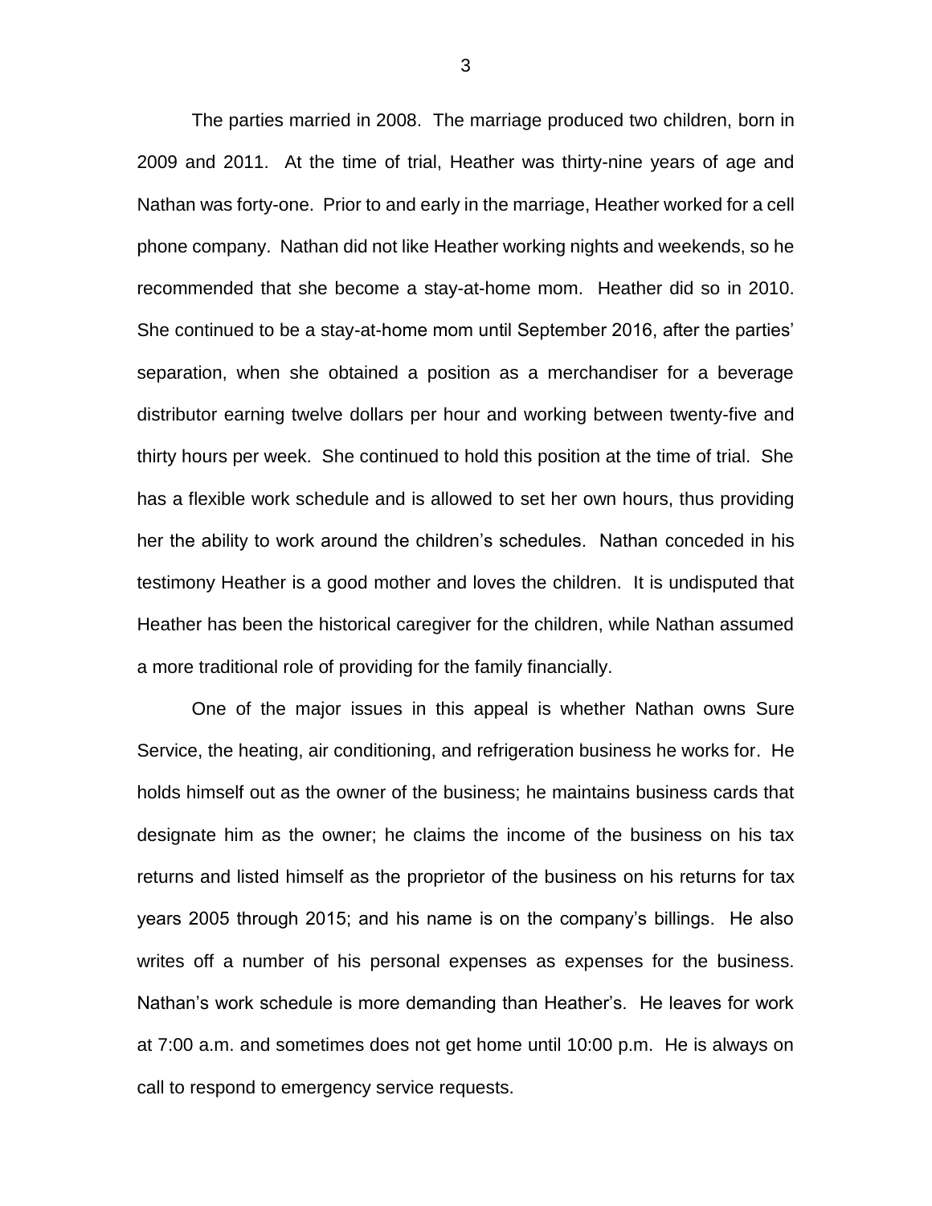The parties married in 2008. The marriage produced two children, born in 2009 and 2011. At the time of trial, Heather was thirty-nine years of age and Nathan was forty-one. Prior to and early in the marriage, Heather worked for a cell phone company. Nathan did not like Heather working nights and weekends, so he recommended that she become a stay-at-home mom. Heather did so in 2010. She continued to be a stay-at-home mom until September 2016, after the parties' separation, when she obtained a position as a merchandiser for a beverage distributor earning twelve dollars per hour and working between twenty-five and thirty hours per week. She continued to hold this position at the time of trial. She has a flexible work schedule and is allowed to set her own hours, thus providing her the ability to work around the children's schedules. Nathan conceded in his testimony Heather is a good mother and loves the children. It is undisputed that Heather has been the historical caregiver for the children, while Nathan assumed a more traditional role of providing for the family financially.

One of the major issues in this appeal is whether Nathan owns Sure Service, the heating, air conditioning, and refrigeration business he works for. He holds himself out as the owner of the business; he maintains business cards that designate him as the owner; he claims the income of the business on his tax returns and listed himself as the proprietor of the business on his returns for tax years 2005 through 2015; and his name is on the company's billings. He also writes off a number of his personal expenses as expenses for the business. Nathan's work schedule is more demanding than Heather's. He leaves for work at 7:00 a.m. and sometimes does not get home until 10:00 p.m. He is always on call to respond to emergency service requests.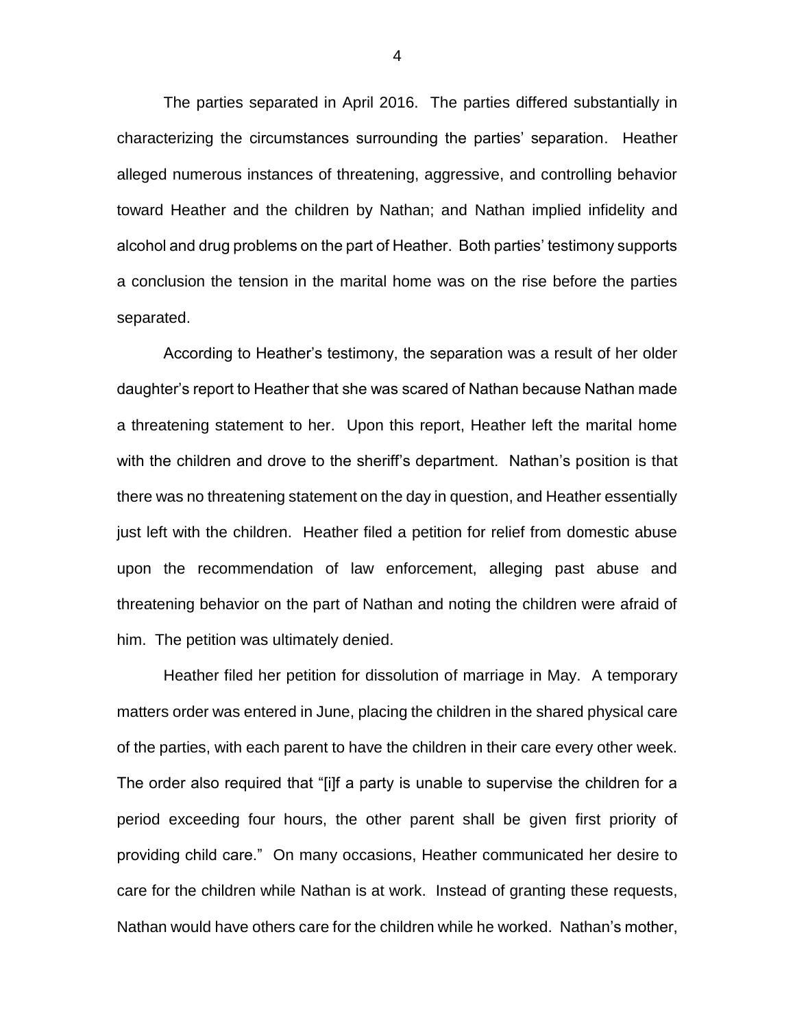The parties separated in April 2016. The parties differed substantially in characterizing the circumstances surrounding the parties' separation. Heather alleged numerous instances of threatening, aggressive, and controlling behavior toward Heather and the children by Nathan; and Nathan implied infidelity and alcohol and drug problems on the part of Heather. Both parties' testimony supports a conclusion the tension in the marital home was on the rise before the parties separated.

According to Heather's testimony, the separation was a result of her older daughter's report to Heather that she was scared of Nathan because Nathan made a threatening statement to her. Upon this report, Heather left the marital home with the children and drove to the sheriff's department. Nathan's position is that there was no threatening statement on the day in question, and Heather essentially just left with the children. Heather filed a petition for relief from domestic abuse upon the recommendation of law enforcement, alleging past abuse and threatening behavior on the part of Nathan and noting the children were afraid of him. The petition was ultimately denied.

Heather filed her petition for dissolution of marriage in May. A temporary matters order was entered in June, placing the children in the shared physical care of the parties, with each parent to have the children in their care every other week. The order also required that "[i]f a party is unable to supervise the children for a period exceeding four hours, the other parent shall be given first priority of providing child care." On many occasions, Heather communicated her desire to care for the children while Nathan is at work. Instead of granting these requests, Nathan would have others care for the children while he worked. Nathan's mother,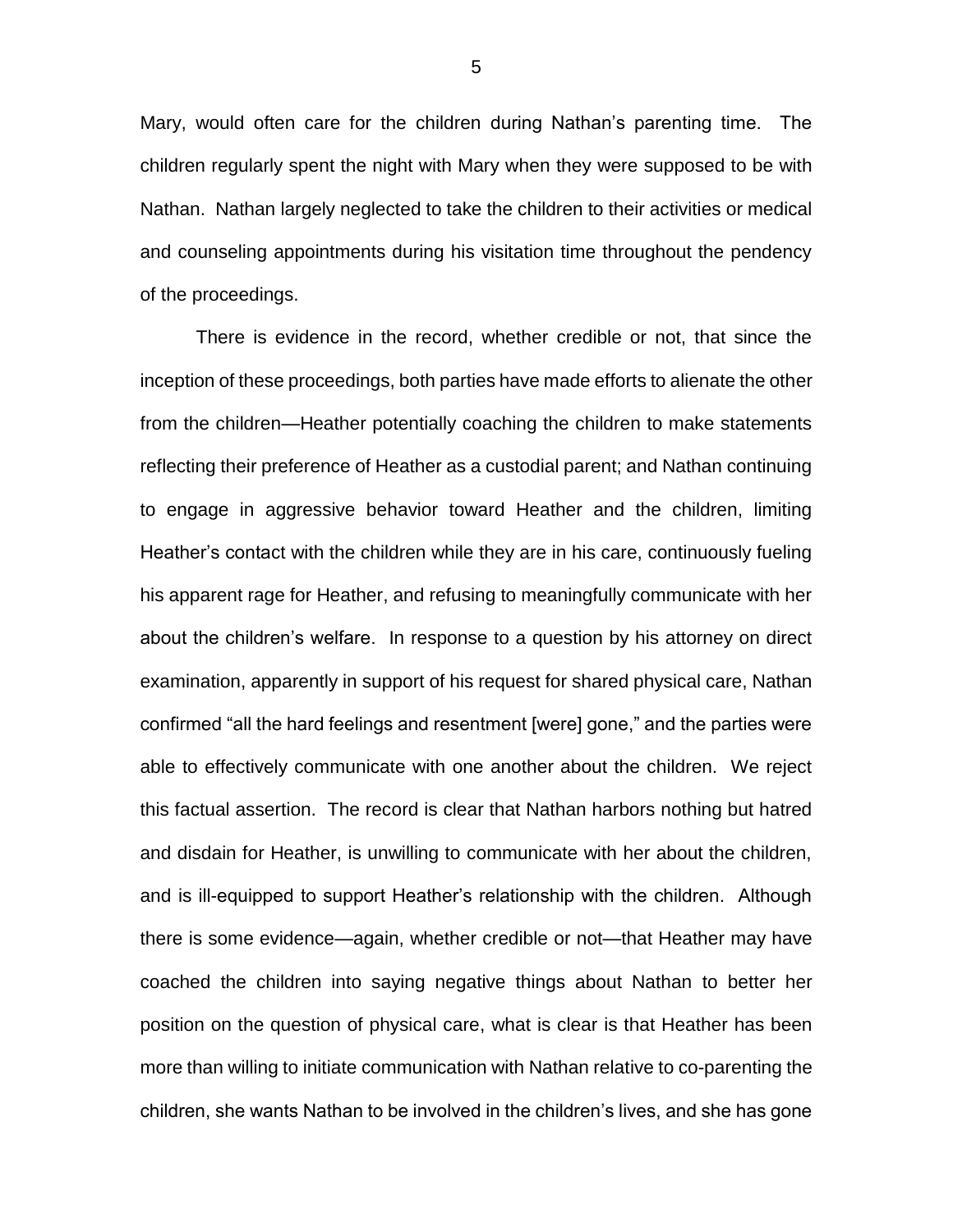Mary, would often care for the children during Nathan's parenting time. The children regularly spent the night with Mary when they were supposed to be with Nathan. Nathan largely neglected to take the children to their activities or medical and counseling appointments during his visitation time throughout the pendency of the proceedings.

There is evidence in the record, whether credible or not, that since the inception of these proceedings, both parties have made efforts to alienate the other from the children—Heather potentially coaching the children to make statements reflecting their preference of Heather as a custodial parent; and Nathan continuing to engage in aggressive behavior toward Heather and the children, limiting Heather's contact with the children while they are in his care, continuously fueling his apparent rage for Heather, and refusing to meaningfully communicate with her about the children's welfare. In response to a question by his attorney on direct examination, apparently in support of his request for shared physical care, Nathan confirmed "all the hard feelings and resentment [were] gone," and the parties were able to effectively communicate with one another about the children. We reject this factual assertion. The record is clear that Nathan harbors nothing but hatred and disdain for Heather, is unwilling to communicate with her about the children, and is ill-equipped to support Heather's relationship with the children. Although there is some evidence—again, whether credible or not—that Heather may have coached the children into saying negative things about Nathan to better her position on the question of physical care, what is clear is that Heather has been more than willing to initiate communication with Nathan relative to co-parenting the children, she wants Nathan to be involved in the children's lives, and she has gone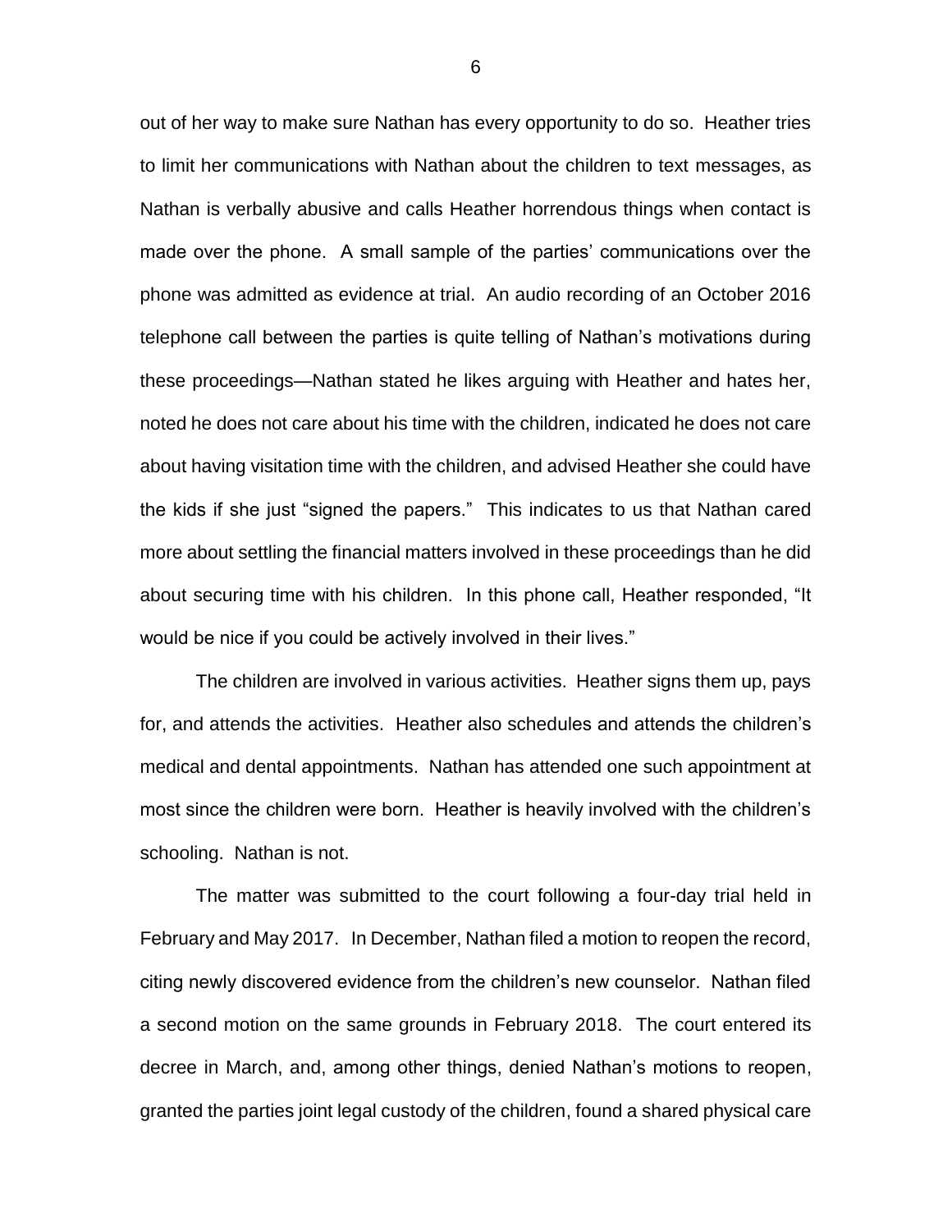out of her way to make sure Nathan has every opportunity to do so. Heather tries to limit her communications with Nathan about the children to text messages, as Nathan is verbally abusive and calls Heather horrendous things when contact is made over the phone. A small sample of the parties' communications over the phone was admitted as evidence at trial. An audio recording of an October 2016 telephone call between the parties is quite telling of Nathan's motivations during these proceedings—Nathan stated he likes arguing with Heather and hates her, noted he does not care about his time with the children, indicated he does not care about having visitation time with the children, and advised Heather she could have the kids if she just "signed the papers." This indicates to us that Nathan cared more about settling the financial matters involved in these proceedings than he did about securing time with his children. In this phone call, Heather responded, "It would be nice if you could be actively involved in their lives."

The children are involved in various activities. Heather signs them up, pays for, and attends the activities. Heather also schedules and attends the children's medical and dental appointments. Nathan has attended one such appointment at most since the children were born. Heather is heavily involved with the children's schooling. Nathan is not.

The matter was submitted to the court following a four-day trial held in February and May 2017. In December, Nathan filed a motion to reopen the record, citing newly discovered evidence from the children's new counselor. Nathan filed a second motion on the same grounds in February 2018. The court entered its decree in March, and, among other things, denied Nathan's motions to reopen, granted the parties joint legal custody of the children, found a shared physical care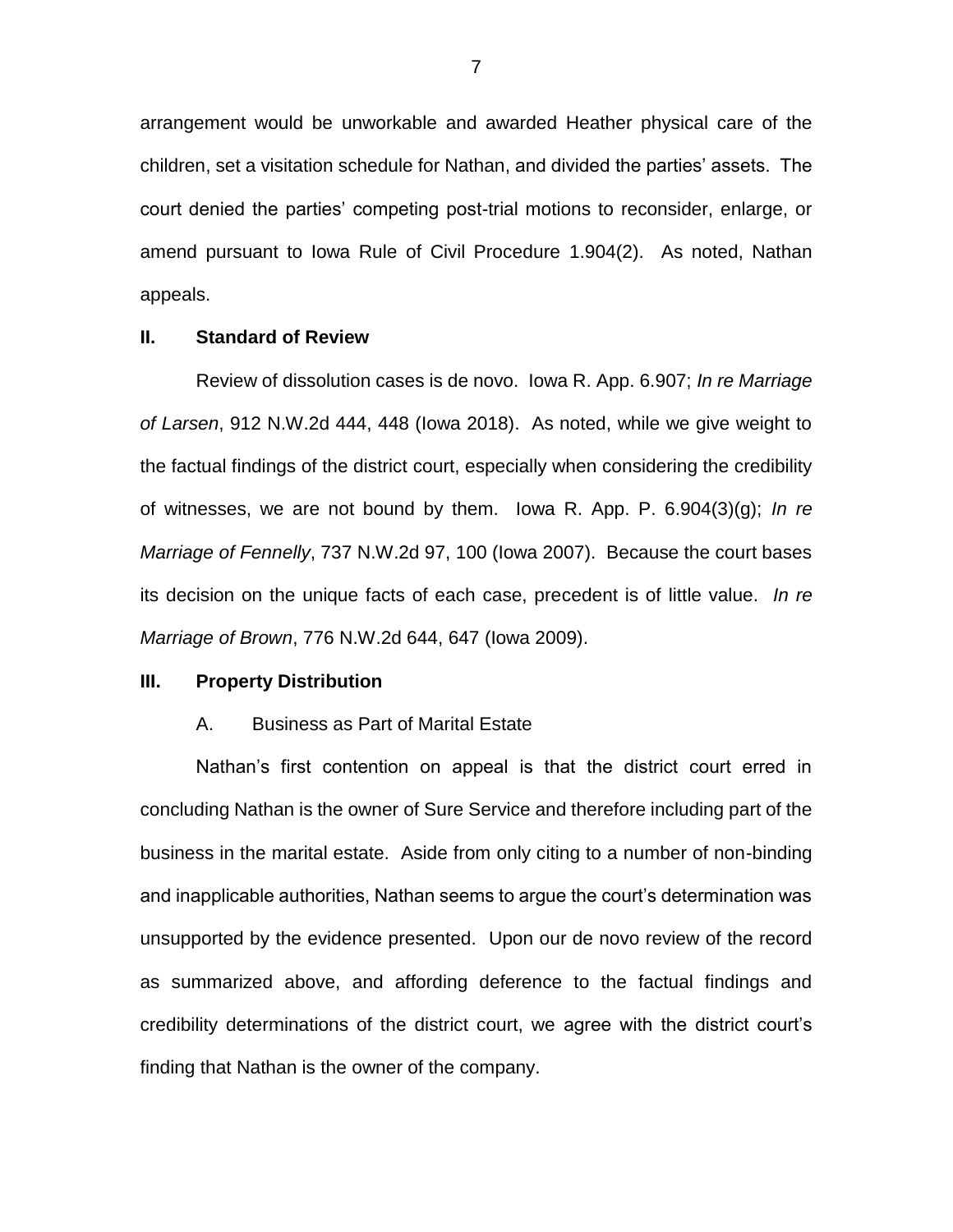arrangement would be unworkable and awarded Heather physical care of the children, set a visitation schedule for Nathan, and divided the parties' assets. The court denied the parties' competing post-trial motions to reconsider, enlarge, or amend pursuant to Iowa Rule of Civil Procedure 1.904(2). As noted, Nathan appeals.

## II. Standard of Review

Review of dissolution cases is de novo. Iowa R. App. 6.907; *In re Marriage of Larsen*, 912 N.W.2d 444, 448 (Iowa 2018). As noted, while we give weight to the factual findings of the district court, especially when considering the credibility of witnesses, we are not bound by them. Iowa R. App. P. 6.904(3)(g); *In re Marriage of Fennelly*, 737 N.W.2d 97, 100 (Iowa 2007). Because the court bases its decision on the unique facts of each case, precedent is of little value. *In re Marriage of Brown*, 776 N.W.2d 644, 647 (Iowa 2009).

## III. Property Distribution

### A. Business as Part of Marital Estate

Nathan's first contention on appeal is that the district court erred in concluding Nathan is the owner of Sure Service and therefore including part of the business in the marital estate. Aside from only citing to a number of non-binding and inapplicable authorities, Nathan seems to argue the court's determination was unsupported by the evidence presented. Upon our de novo review of the record as summarized above, and affording deference to the factual findings and credibility determinations of the district court, we agree with the district court's finding that Nathan is the owner of the company.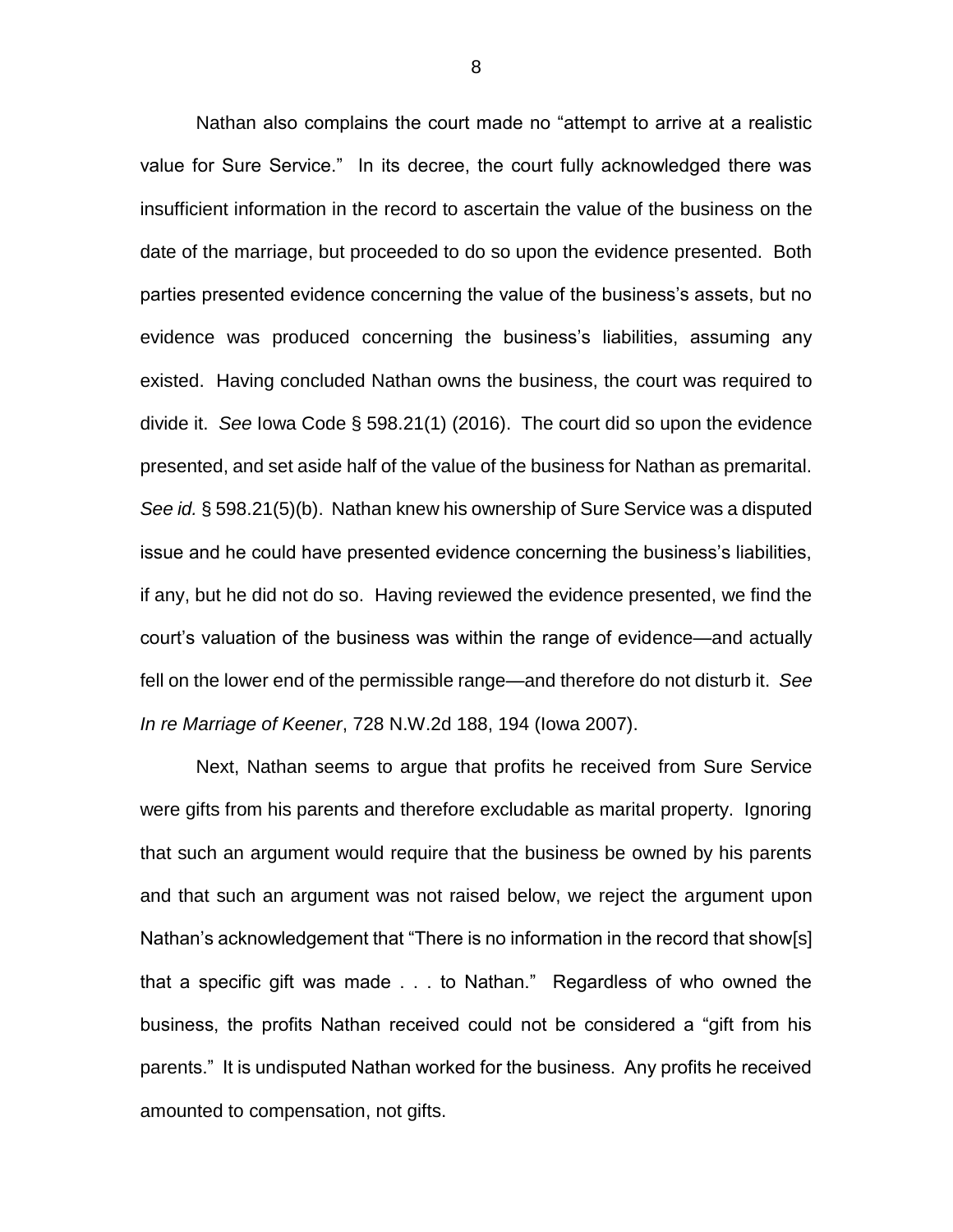Nathan also complains the court made no "attempt to arrive at a realistic value for Sure Service." In its decree, the court fully acknowledged there was insufficient information in the record to ascertain the value of the business on the date of the marriage, but proceeded to do so upon the evidence presented. Both parties presented evidence concerning the value of the business's assets, but no evidence was produced concerning the business's liabilities, assuming any existed. Having concluded Nathan owns the business, the court was required to divide it. *See* Iowa Code § 598.21(1) (2016). The court did so upon the evidence presented, and set aside half of the value of the business for Nathan as premarital. *See id.* § 598.21(5)(b). Nathan knew his ownership of Sure Service was a disputed issue and he could have presented evidence concerning the business's liabilities, if any, but he did not do so. Having reviewed the evidence presented, we find the court's valuation of the business was within the range of evidence—and actually fell on the lower end of the permissible range—and therefore do not disturb it. *See In re Marriage of Keener*, 728 N.W.2d 188, 194 (Iowa 2007).

Next, Nathan seems to argue that profits he received from Sure Service were gifts from his parents and therefore excludable as marital property. Ignoring that such an argument would require that the business be owned by his parents and that such an argument was not raised below, we reject the argument upon Nathan's acknowledgement that "There is no information in the record that show[s] that a specific gift was made . . . to Nathan." Regardless of who owned the business, the profits Nathan received could not be considered a "gift from his parents." It is undisputed Nathan worked for the business. Any profits he received amounted to compensation, not gifts.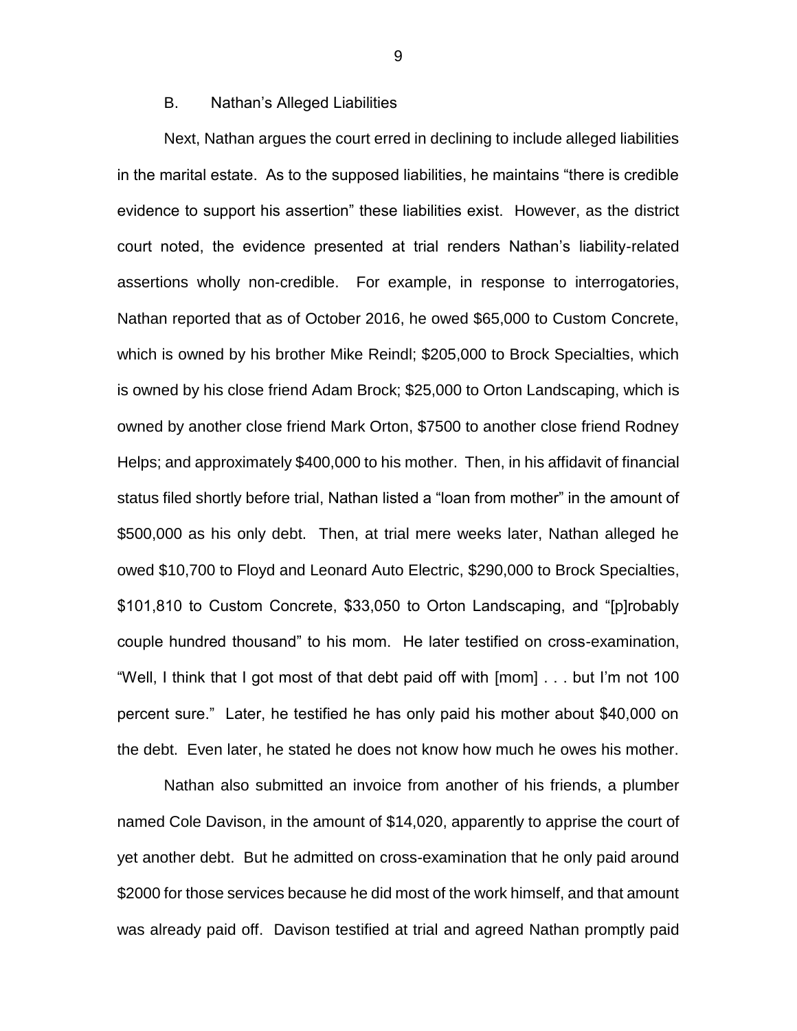### B. Nathan's Alleged Liabilities

Next, Nathan argues the court erred in declining to include alleged liabilities in the marital estate. As to the supposed liabilities, he maintains "there is credible evidence to support his assertion" these liabilities exist. However, as the district court noted, the evidence presented at trial renders Nathan's liability-related assertions wholly non-credible. For example, in response to interrogatories, Nathan reported that as of October 2016, he owed $65,000 to Custom Concrete, which is owned by his brother Mike Reindl; $205,000 to Brock Specialties, which is owned by his close friend Adam Brock; $25,000 to Orton Landscaping, which is owned by another close friend Mark Orton, $7500 to another close friend Rodney Helps; and approximately $400,000 to his mother. Then, in his affidavit of financial status filed shortly before trial, Nathan listed a "loan from mother" in the amount of $500,000 as his only debt. Then, at trial mere weeks later, Nathan alleged he owed $10,700 to Floyd and Leonard Auto Electric, $290,000 to Brock Specialties, $101,810 to Custom Concrete, $33,050 to Orton Landscaping, and "[p]robably couple hundred thousand" to his mom. He later testified on cross-examination, "Well, I think that I got most of that debt paid off with [mom] . . . but I'm not 100 percent sure." Later, he testified he has only paid his mother about $40,000 on the debt. Even later, he stated he does not know how much he owes his mother.

Nathan also submitted an invoice from another of his friends, a plumber named Cole Davison, in the amount of $14,020, apparently to apprise the court of yet another debt. But he admitted on cross-examination that he only paid around $2000 for those services because he did most of the work himself, and that amount was already paid off. Davison testified at trial and agreed Nathan promptly paid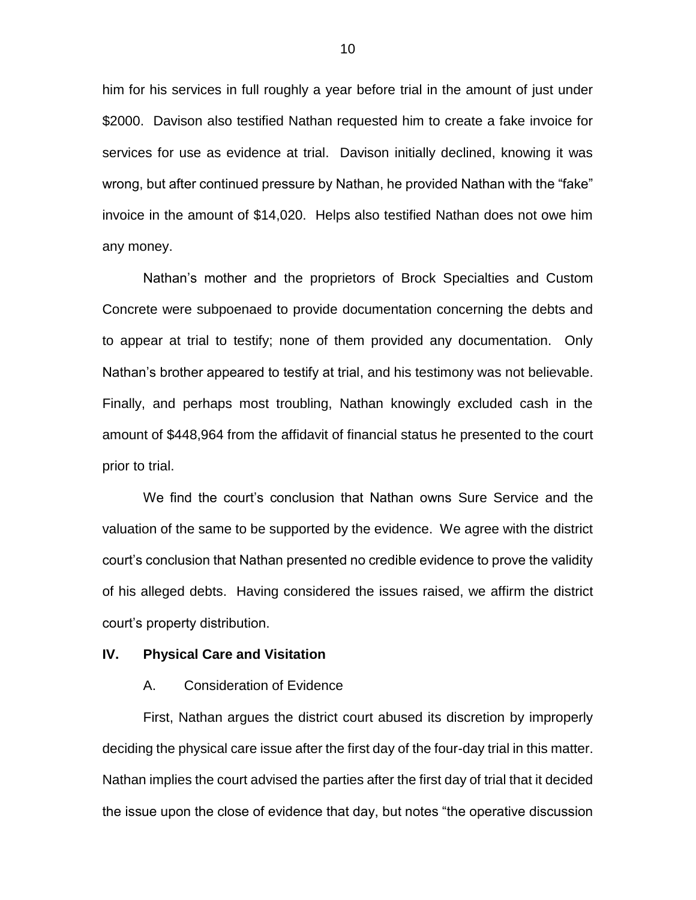him for his services in full roughly a year before trial in the amount of just under $2000. Davison also testified Nathan requested him to create a fake invoice for services for use as evidence at trial. Davison initially declined, knowing it was wrong, but after continued pressure by Nathan, he provided Nathan with the "fake" invoice in the amount of $14,020. Helps also testified Nathan does not owe him any money.

Nathan's mother and the proprietors of Brock Specialties and Custom Concrete were subpoenaed to provide documentation concerning the debts and to appear at trial to testify; none of them provided any documentation. Only Nathan's brother appeared to testify at trial, and his testimony was not believable. Finally, and perhaps most troubling, Nathan knowingly excluded cash in the amount of $448,964 from the affidavit of financial status he presented to the court prior to trial.

We find the court's conclusion that Nathan owns Sure Service and the valuation of the same to be supported by the evidence. We agree with the district court's conclusion that Nathan presented no credible evidence to prove the validity of his alleged debts. Having considered the issues raised, we affirm the district court's property distribution.

## IV. Physical Care and Visitation

### A. Consideration of Evidence

First, Nathan argues the district court abused its discretion by improperly deciding the physical care issue after the first day of the four-day trial in this matter. Nathan implies the court advised the parties after the first day of trial that it decided the issue upon the close of evidence that day, but notes "the operative discussion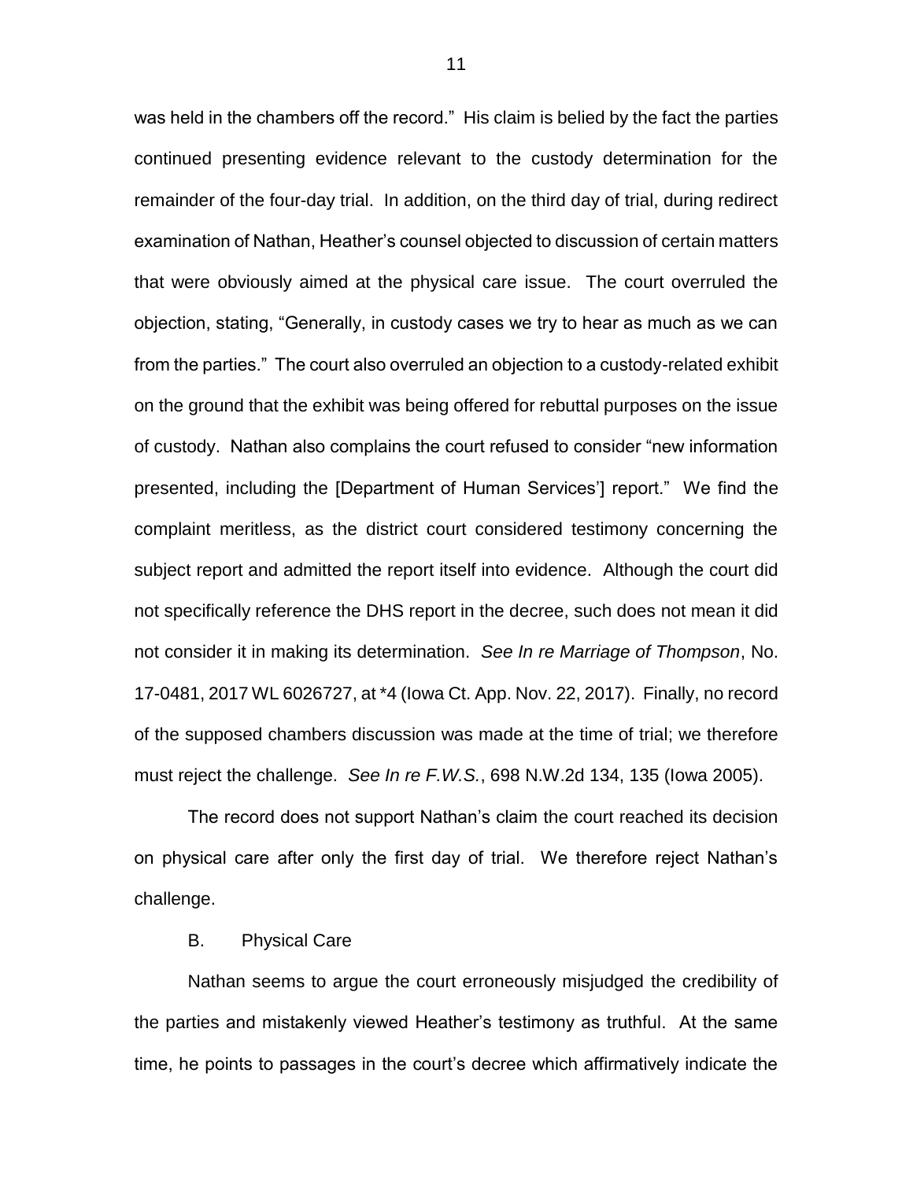was held in the chambers off the record." His claim is belied by the fact the parties continued presenting evidence relevant to the custody determination for the remainder of the four-day trial. In addition, on the third day of trial, during redirect examination of Nathan, Heather's counsel objected to discussion of certain matters that were obviously aimed at the physical care issue. The court overruled the objection, stating, "Generally, in custody cases we try to hear as much as we can from the parties." The court also overruled an objection to a custody-related exhibit on the ground that the exhibit was being offered for rebuttal purposes on the issue of custody. Nathan also complains the court refused to consider "new information presented, including the [Department of Human Services'] report." We find the complaint meritless, as the district court considered testimony concerning the subject report and admitted the report itself into evidence. Although the court did not specifically reference the DHS report in the decree, such does not mean it did not consider it in making its determination. *See In re Marriage of Thompson*, No. 17-0481, 2017 WL 6026727, at *4 (Iowa Ct. App. Nov. 22, 2017). Finally, no record of the supposed chambers discussion was made at the time of trial; we therefore must reject the challenge. *See In re F.W.S.*, 698 N.W.2d 134, 135 (Iowa 2005).

The record does not support Nathan's claim the court reached its decision on physical care after only the first day of trial. We therefore reject Nathan's challenge.

### B. Physical Care

Nathan seems to argue the court erroneously misjudged the credibility of the parties and mistakenly viewed Heather's testimony as truthful. At the same time, he points to passages in the court's decree which affirmatively indicate the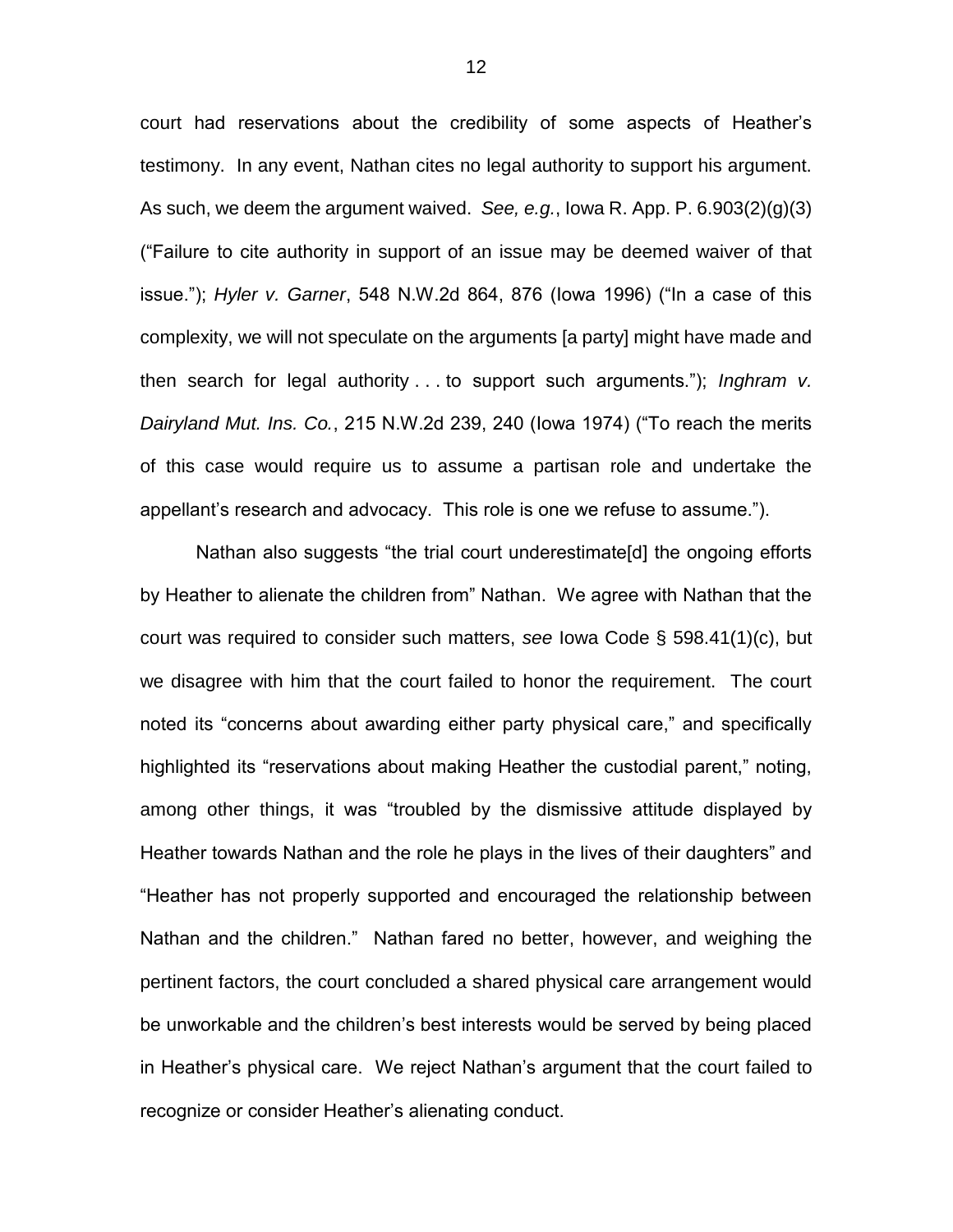court had reservations about the credibility of some aspects of Heather's testimony. In any event, Nathan cites no legal authority to support his argument. As such, we deem the argument waived. *See, e.g.*, Iowa R. App. P. 6.903(2)(g)(3) ("Failure to cite authority in support of an issue may be deemed waiver of that issue."); *Hyler v. Garner*, 548 N.W.2d 864, 876 (Iowa 1996) ("In a case of this complexity, we will not speculate on the arguments [a party] might have made and then search for legal authority . . . to support such arguments."); *Inghram v. Dairyland Mut. Ins. Co.*, 215 N.W.2d 239, 240 (Iowa 1974) ("To reach the merits of this case would require us to assume a partisan role and undertake the appellant's research and advocacy. This role is one we refuse to assume.").

Nathan also suggests "the trial court underestimate[d] the ongoing efforts by Heather to alienate the children from" Nathan. We agree with Nathan that the court was required to consider such matters, *see* Iowa Code § 598.41(1)(c), but we disagree with him that the court failed to honor the requirement. The court noted its "concerns about awarding either party physical care," and specifically highlighted its "reservations about making Heather the custodial parent," noting, among other things, it was "troubled by the dismissive attitude displayed by Heather towards Nathan and the role he plays in the lives of their daughters" and "Heather has not properly supported and encouraged the relationship between Nathan and the children." Nathan fared no better, however, and weighing the pertinent factors, the court concluded a shared physical care arrangement would be unworkable and the children's best interests would be served by being placed in Heather's physical care. We reject Nathan's argument that the court failed to recognize or consider Heather's alienating conduct.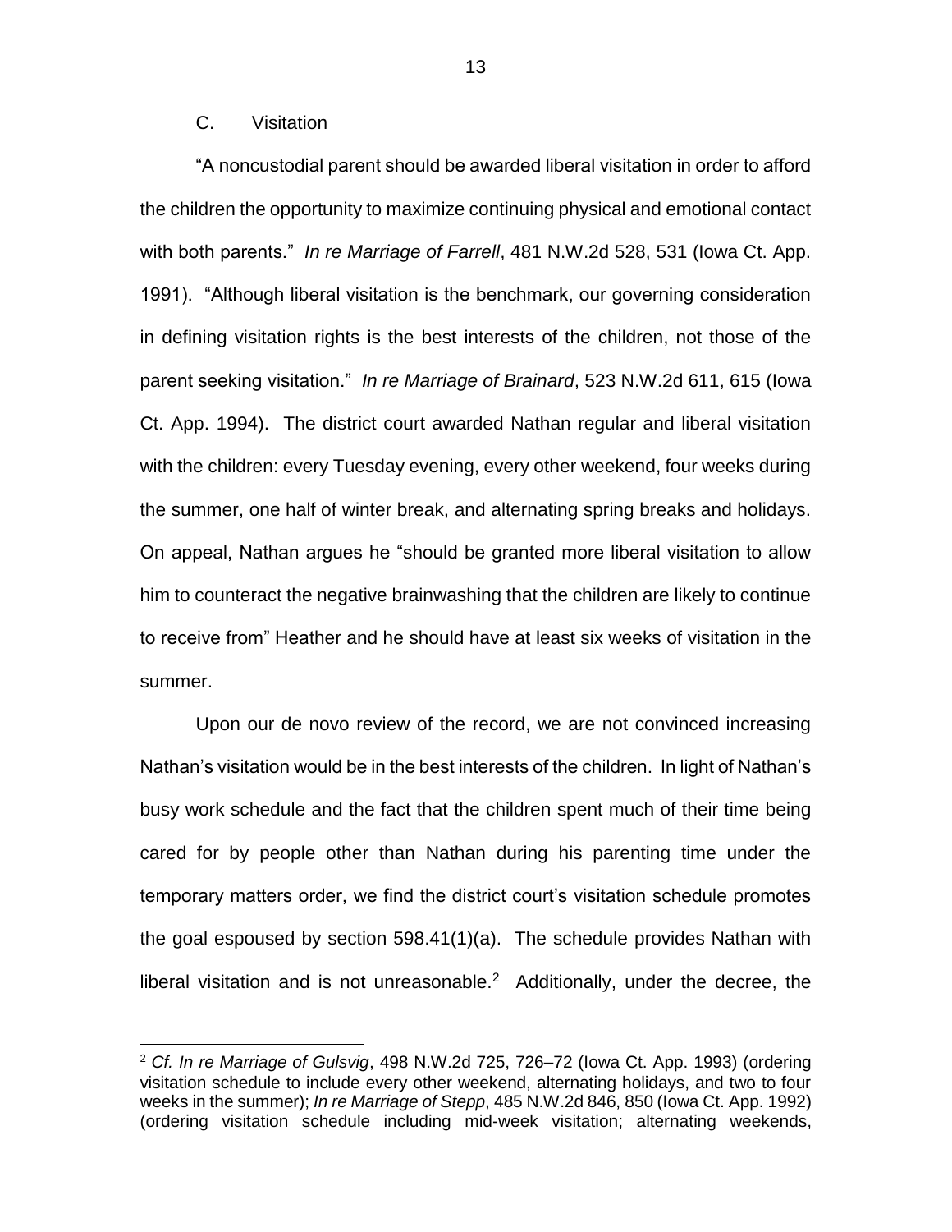### C. Visitation

"A noncustodial parent should be awarded liberal visitation in order to afford the children the opportunity to maximize continuing physical and emotional contact with both parents." *In re Marriage of Farrell*, 481 N.W.2d 528, 531 (Iowa Ct. App. 1991). "Although liberal visitation is the benchmark, our governing consideration in defining visitation rights is the best interests of the children, not those of the parent seeking visitation." *In re Marriage of Brainard*, 523 N.W.2d 611, 615 (Iowa Ct. App. 1994). The district court awarded Nathan regular and liberal visitation with the children: every Tuesday evening, every other weekend, four weeks during the summer, one half of winter break, and alternating spring breaks and holidays. On appeal, Nathan argues he "should be granted more liberal visitation to allow him to counteract the negative brainwashing that the children are likely to continue to receive from" Heather and he should have at least six weeks of visitation in the summer.

Upon our de novo review of the record, we are not convinced increasing Nathan's visitation would be in the best interests of the children. In light of Nathan's busy work schedule and the fact that the children spent much of their time being cared for by people other than Nathan during his parenting time under the temporary matters order, we find the district court's visitation schedule promotes the goal espoused by section 598.41(1)(a). The schedule provides Nathan with liberal visitation and is not unreasonable.[2] Additionally, under the decree, the

---

[2] *Cf. In re Marriage of Gulsvig*, 498 N.W.2d 725, 726–72 (Iowa Ct. App. 1993) (ordering visitation schedule to include every other weekend, alternating holidays, and two to four weeks in the summer); *In re Marriage of Stepp*, 485 N.W.2d 846, 850 (Iowa Ct. App. 1992) (ordering visitation schedule including mid-week visitation; alternating weekends,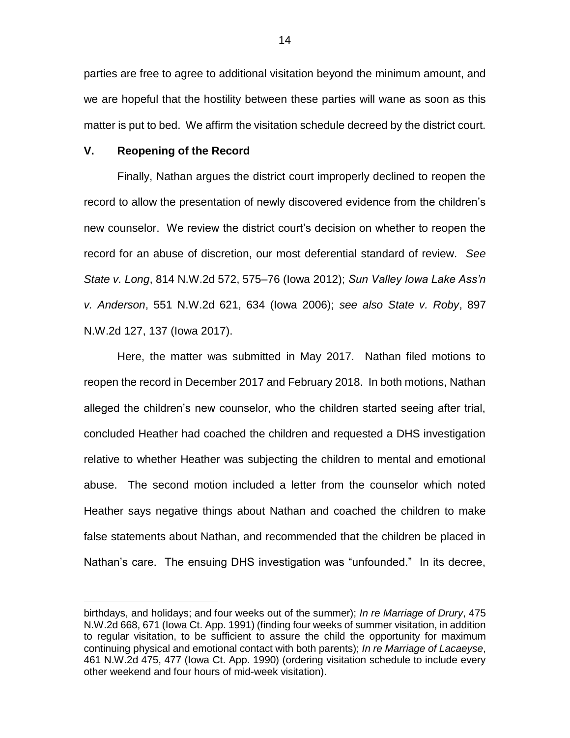parties are free to agree to additional visitation beyond the minimum amount, and we are hopeful that the hostility between these parties will wane as soon as this matter is put to bed. We affirm the visitation schedule decreed by the district court.

## V. Reopening of the Record

Finally, Nathan argues the district court improperly declined to reopen the record to allow the presentation of newly discovered evidence from the children's new counselor. We review the district court's decision on whether to reopen the record for an abuse of discretion, our most deferential standard of review. *See State v. Long*, 814 N.W.2d 572, 575–76 (Iowa 2012); *Sun Valley Iowa Lake Ass'n v. Anderson*, 551 N.W.2d 621, 634 (Iowa 2006); *see also State v. Roby*, 897 N.W.2d 127, 137 (Iowa 2017).

Here, the matter was submitted in May 2017. Nathan filed motions to reopen the record in December 2017 and February 2018. In both motions, Nathan alleged the children's new counselor, who the children started seeing after trial, concluded Heather had coached the children and requested a DHS investigation relative to whether Heather was subjecting the children to mental and emotional abuse. The second motion included a letter from the counselor which noted Heather says negative things about Nathan and coached the children to make false statements about Nathan, and recommended that the children be placed in Nathan's care. The ensuing DHS investigation was "unfounded." In its decree,

---

birthdays, and holidays; and four weeks out of the summer); *In re Marriage of Drury*, 475 N.W.2d 668, 671 (Iowa Ct. App. 1991) (finding four weeks of summer visitation, in addition to regular visitation, to be sufficient to assure the child the opportunity for maximum continuing physical and emotional contact with both parents); *In re Marriage of Lacaeyse*, 461 N.W.2d 475, 477 (Iowa Ct. App. 1990) (ordering visitation schedule to include every other weekend and four hours of mid-week visitation).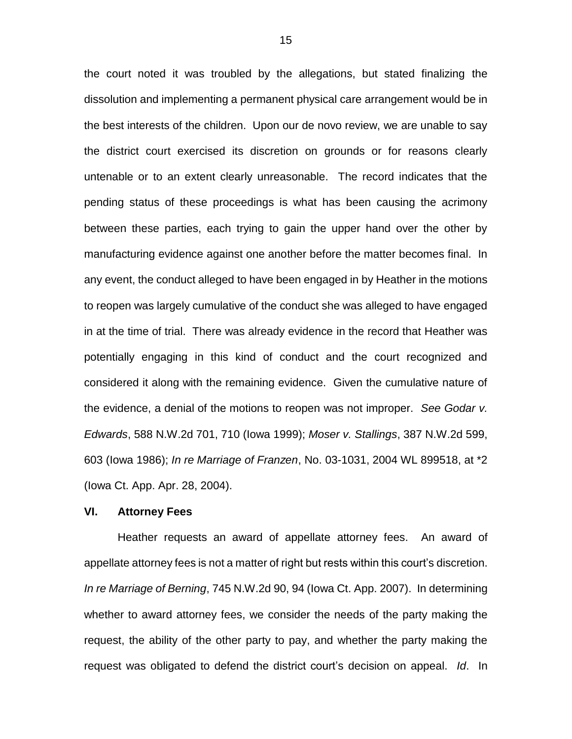the court noted it was troubled by the allegations, but stated finalizing the dissolution and implementing a permanent physical care arrangement would be in the best interests of the children. Upon our de novo review, we are unable to say the district court exercised its discretion on grounds or for reasons clearly untenable or to an extent clearly unreasonable. The record indicates that the pending status of these proceedings is what has been causing the acrimony between these parties, each trying to gain the upper hand over the other by manufacturing evidence against one another before the matter becomes final. In any event, the conduct alleged to have been engaged in by Heather in the motions to reopen was largely cumulative of the conduct she was alleged to have engaged in at the time of trial. There was already evidence in the record that Heather was potentially engaging in this kind of conduct and the court recognized and considered it along with the remaining evidence. Given the cumulative nature of the evidence, a denial of the motions to reopen was not improper. *See Godar v. Edwards*, 588 N.W.2d 701, 710 (Iowa 1999); *Moser v. Stallings*, 387 N.W.2d 599, 603 (Iowa 1986); *In re Marriage of Franzen*, No. 03-1031, 2004 WL 899518, at *2 (Iowa Ct. App. Apr. 28, 2004).

## VI. Attorney Fees

Heather requests an award of appellate attorney fees. An award of appellate attorney fees is not a matter of right but rests within this court's discretion. *In re Marriage of Berning*, 745 N.W.2d 90, 94 (Iowa Ct. App. 2007). In determining whether to award attorney fees, we consider the needs of the party making the request, the ability of the other party to pay, and whether the party making the request was obligated to defend the district court's decision on appeal. *Id*. In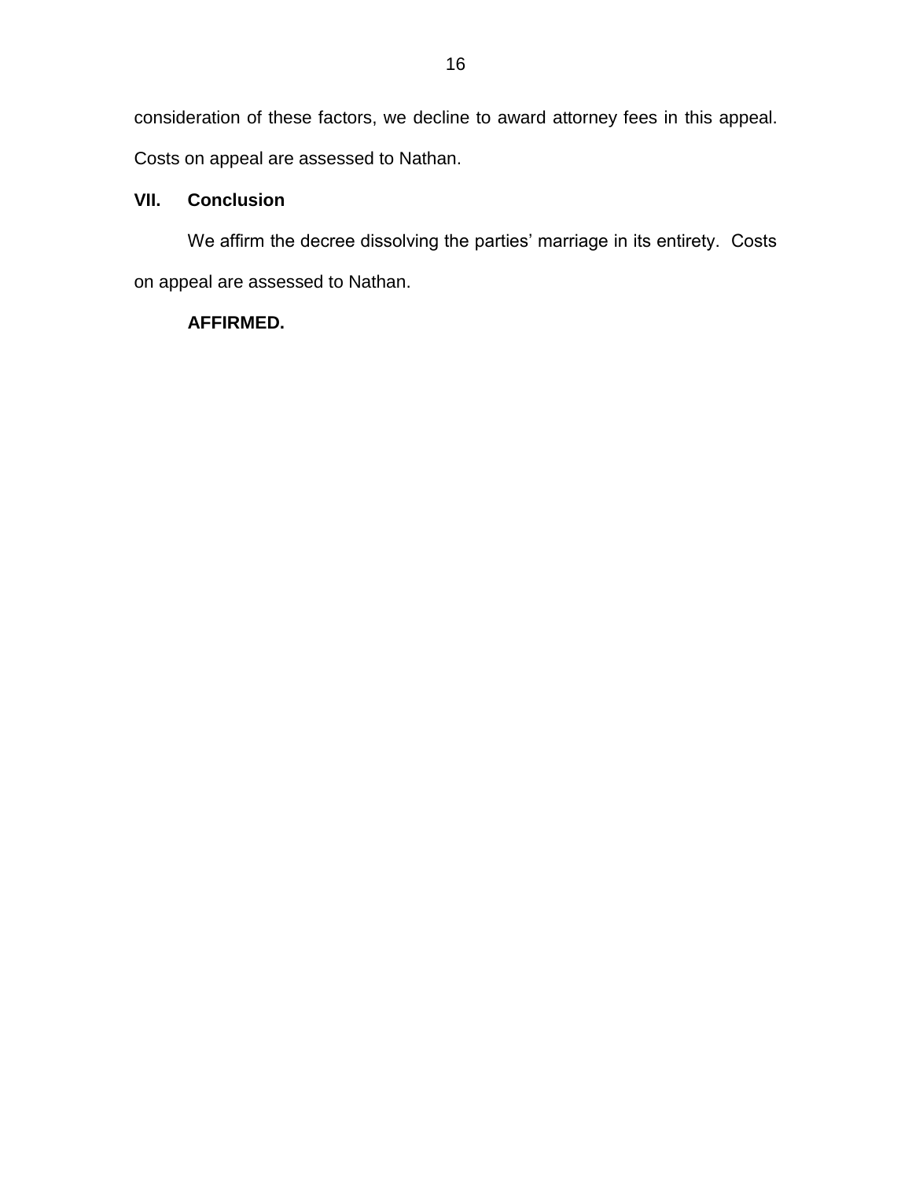consideration of these factors, we decline to award attorney fees in this appeal. Costs on appeal are assessed to Nathan.

## VII. Conclusion

We affirm the decree dissolving the parties' marriage in its entirety. Costs on appeal are assessed to Nathan.

**AFFIRMED.**